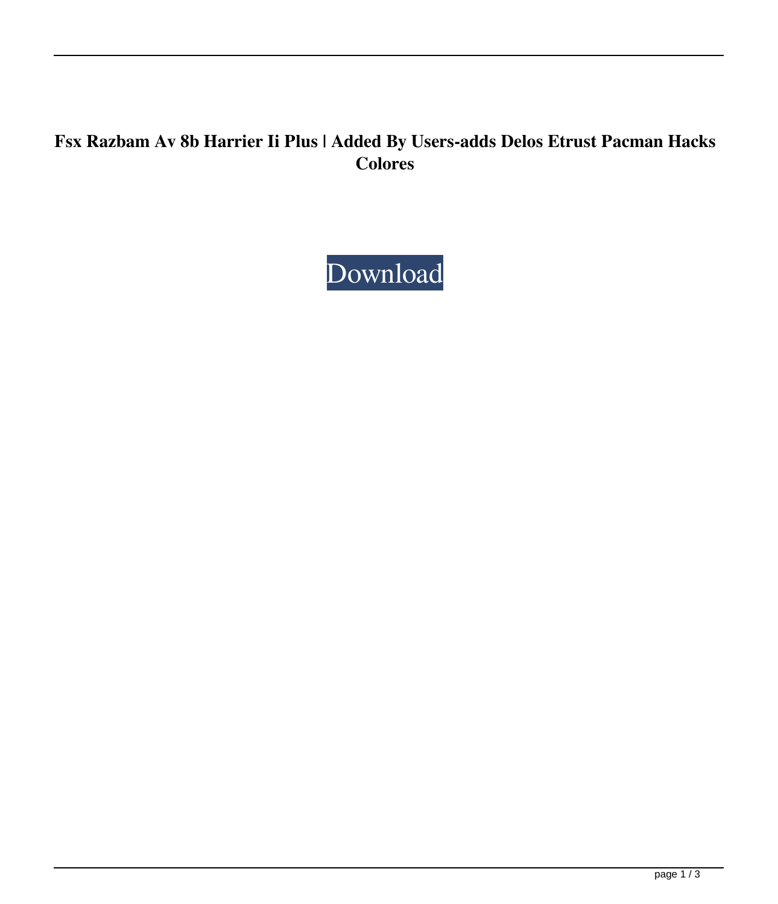# Fsx Razbam Av 8b Harrier Ii Plus | Added By Users-adds Delos Etrust Pacman Hacks Colores

Download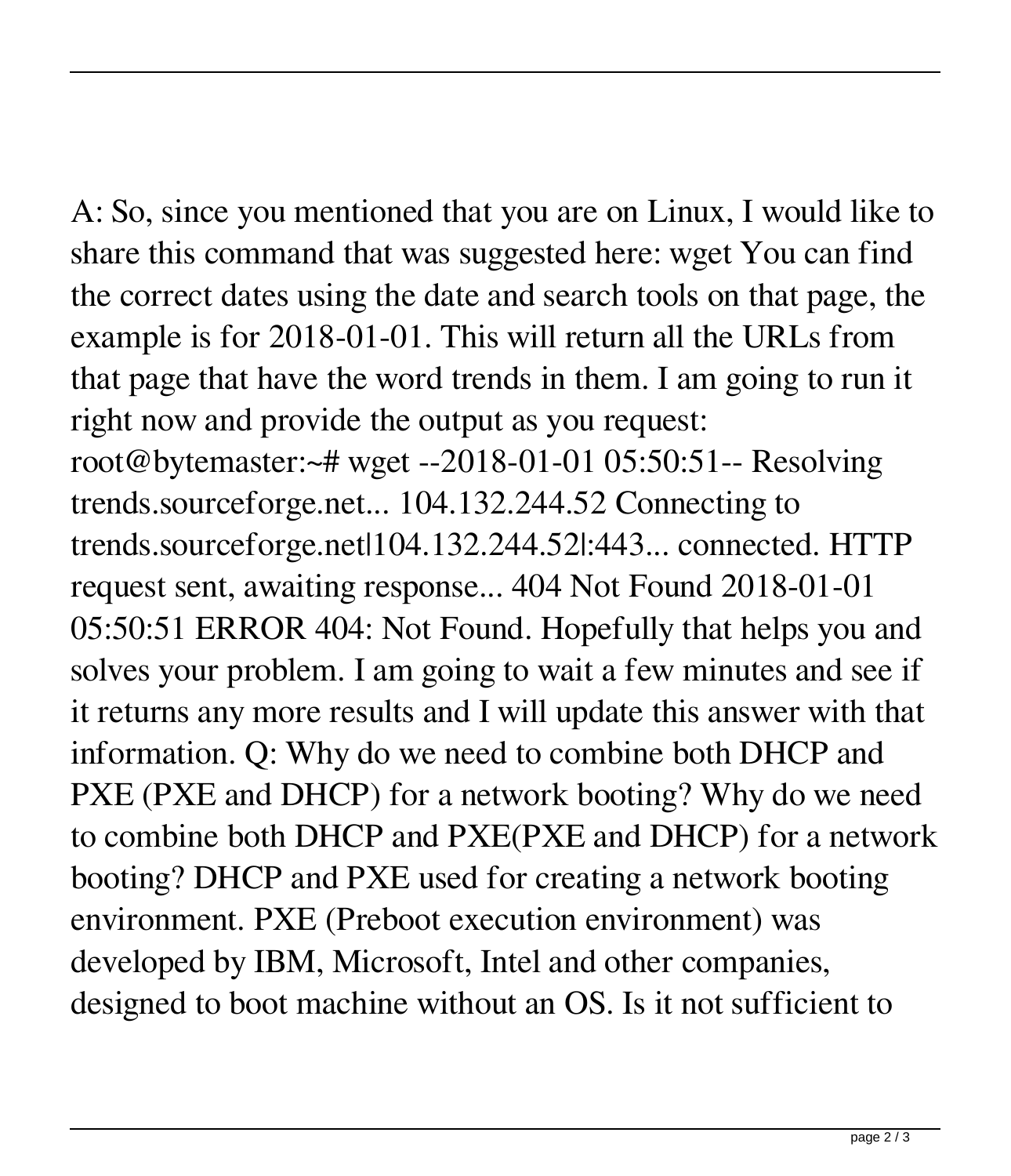A: So, since you mentioned that you are on Linux, I would like to share this command that was suggested here: wget You can find the correct dates using the date and search tools on that page, the example is for 2018-01-01. This will return all the URLs from that page that have the word trends in them. I am going to run it right now and provide the output as you request: root@bytemaster:~# wget --2018-01-01 05:50:51-- Resolving trends.sourceforge.net... 104.132.244.52 Connecting to trends.sourceforge.net|104.132.244.52|:443... connected. HTTP request sent, awaiting response... 404 Not Found 2018-01-01 05:50:51 ERROR 404: Not Found. Hopefully that helps you and solves your problem. I am going to wait a few minutes and see if it returns any more results and I will update this answer with that information. Q: Why do we need to combine both DHCP and PXE (PXE and DHCP) for a network booting? Why do we need to combine both DHCP and PXE(PXE and DHCP) for a network booting? DHCP and PXE used for creating a network booting environment. PXE (Preboot execution environment) was developed by IBM, Microsoft, Intel and other companies, designed to boot machine without an OS. Is it not sufficient to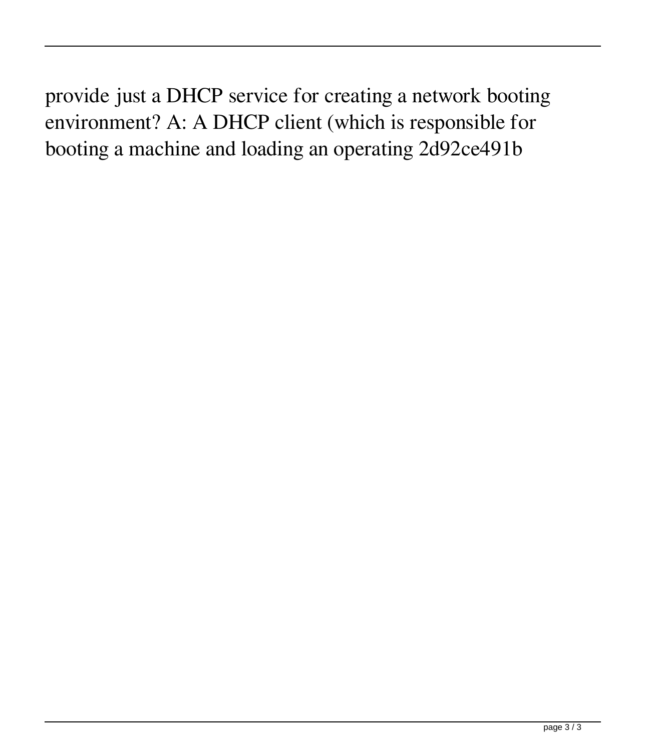provide just a DHCP service for creating a network booting environment? A: A DHCP client (which is responsible for booting a machine and loading an operating 2d92ce491b